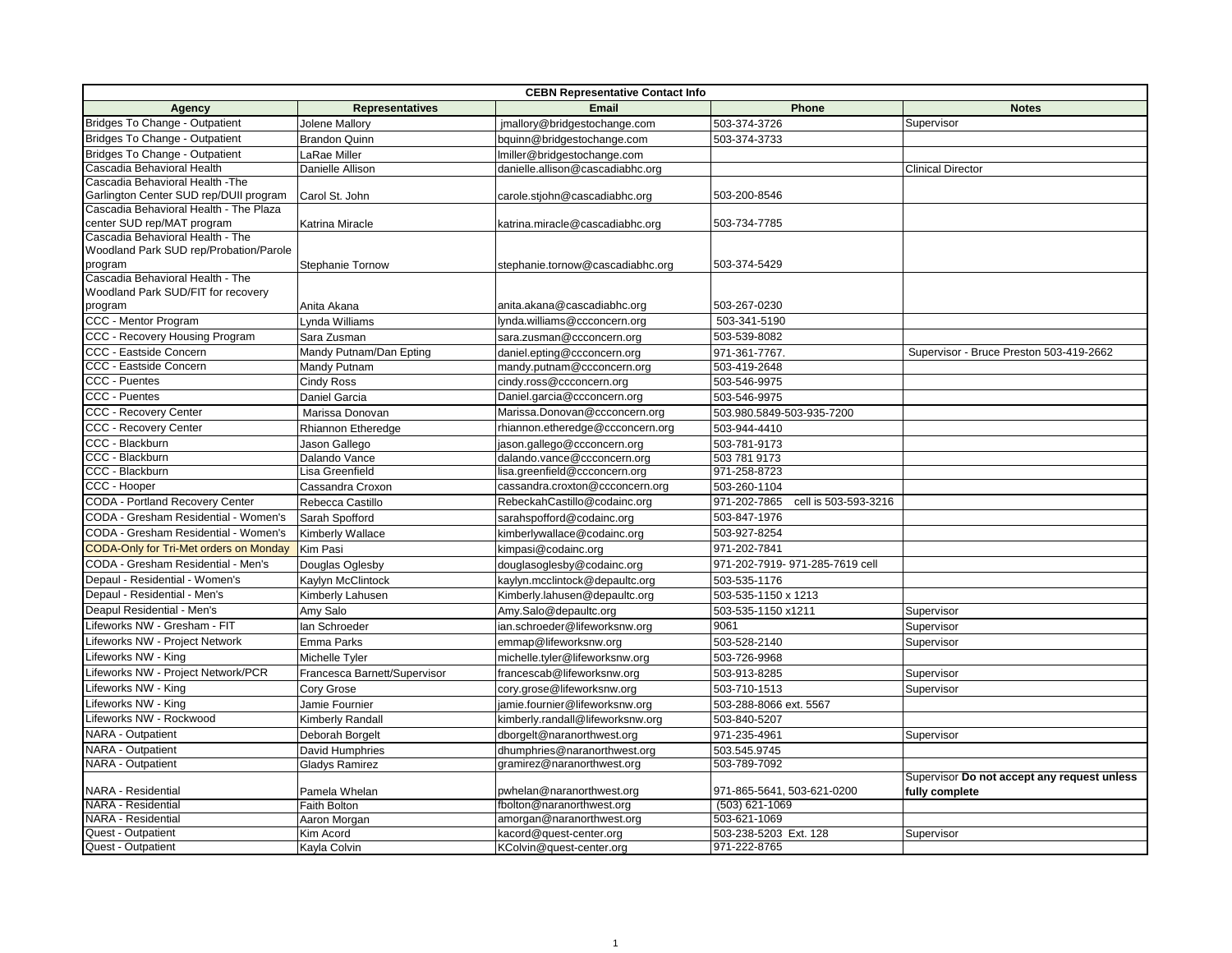| CEBN Representative Contact Info | | | | |
|---|---|---|---|---|
| **Agency** | **Representatives** | **Email** | **Phone** | **Notes** |
| Bridges To Change - Outpatient | Jolene Mallory | jmallory@bridgestochange.com | 503-374-3726 | Supervisor |
| Bridges To Change - Outpatient | Brandon Quinn | bquinn@bridgestochange.com | 503-374-3733 | |
| Bridges To Change - Outpatient | LaRae Miller | lmiller@bridgestochange.com | | |
| Cascadia Behavioral Health | Danielle Allison | danielle.allison@cascadiabhc.org | | Clinical Director |
| Cascadia Behavioral Health -The Garlington Center SUD rep/DUII program | Carol St. John | carole.stjohn@cascadiabhc.org | 503-200-8546 | |
| Cascadia Behavioral Health - The Plaza center SUD rep/MAT program | Katrina Miracle | katrina.miracle@cascadiabhc.org | 503-734-7785 | |
| Cascadia Behavioral Health - The Woodland Park SUD rep/Probation/Parole program | Stephanie Tornow | stephanie.tornow@cascadiabhc.org | 503-374-5429 | |
| Cascadia Behavioral Health - The Woodland Park SUD/FIT for recovery program | Anita Akana | anita.akana@cascadiabhc.org | 503-267-0230 | |
| CCC - Mentor Program | Lynda Williams | lynda.williams@ccconcern.org | 503-341-5190 | |
| CCC - Recovery Housing Program | Sara Zusman | sara.zusman@ccconcern.org | 503-539-8082 | |
| CCC - Eastside Concern | Mandy Putnam/Dan Epting | daniel.epting@ccconcern.org | 971-361-7767. | Supervisor - Bruce Preston 503-419-2662 |
| CCC - Eastside Concern | Mandy Putnam | mandy.putnam@ccconcern.org | 503-419-2648 | |
| CCC - Puentes | Cindy Ross | cindy.ross@ccconcern.org | 503-546-9975 | |
| CCC - Puentes | Daniel Garcia | Daniel.garcia@ccconcern.org | 503-546-9975 | |
| CCC - Recovery Center | Marissa Donovan | Marissa.Donovan@ccconcern.org | 503.980.5849-503-935-7200 | |
| CCC - Recovery Center | Rhiannon Etheredge | rhiannon.etheredge@ccconcern.org | 503-944-4410 | |
| CCC - Blackburn | Jason Gallego | jason.gallego@ccconcern.org | 503-781-9173 | |
| CCC - Blackburn | Dalando Vance | dalando.vance@ccconcern.org | 503 781 9173 | |
| CCC - Blackburn | Lisa Greenfield | lisa.greenfield@ccconcern.org | 971-258-8723 | |
| CCC - Hooper | Cassandra Croxon | cassandra.croxton@ccconcern.org | 503-260-1104 | |
| CODA - Portland Recovery Center | Rebecca Castillo | RebeckahCastillo@codainc.org | 971-202-7865 cell is 503-593-3216 | |
| CODA - Gresham Residential - Women's | Sarah Spofford | sarahspofford@codainc.org | 503-847-1976 | |
| CODA - Gresham Residential - Women's | Kimberly Wallace | kimberlywallace@codainc.org | 503-927-8254 | |
| CODA-Only for Tri-Met orders on Monday | Kim Pasi | kimpasi@codainc.org | 971-202-7841 | |
| CODA - Gresham Residential - Men's | Douglas Oglesby | douglasoglesby@codainc.org | 971-202-7919- 971-285-7619 cell | |
| Depaul - Residential - Women's | Kaylyn McClintock | kaylyn.mcclintock@depaultc.org | 503-535-1176 | |
| Depaul - Residential - Men's | Kimberly Lahusen | Kimberly.lahusen@depaultc.org | 503-535-1150 x 1213 | |
| Deapul Residential - Men's | Amy Salo | Amy.Salo@depaultc.org | 503-535-1150 x1211 | Supervisor |
| Lifeworks NW - Gresham - FIT | Ian Schroeder | ian.schroeder@lifeworksnw.org | 9061 | Supervisor |
| Lifeworks NW - Project Network | Emma Parks | emmap@lifeworksnw.org | 503-528-2140 | Supervisor |
| Lifeworks NW - King | Michelle Tyler | michelle.tyler@lifeworksnw.org | 503-726-9968 | |
| Lifeworks NW - Project Network/PCR | Francesca Barnett/Supervisor | francescab@lifeworksnw.org | 503-913-8285 | Supervisor |
| Lifeworks NW - King | Cory Grose | cory.grose@lifeworksnw.org | 503-710-1513 | Supervisor |
| Lifeworks NW - King | Jamie Fournier | jamie.fournier@lifeworksnw.org | 503-288-8066 ext. 5567 | |
| Lifeworks NW - Rockwood | Kimberly Randall | kimberly.randall@lifeworksnw.org | 503-840-5207 | |
| NARA - Outpatient | Deborah Borgelt | dborgelt@naranorthwest.org | 971-235-4961 | Supervisor |
| NARA - Outpatient | David Humphries | dhumphries@naranorthwest.org | 503.545.9745 | |
| NARA - Outpatient | Gladys Ramirez | gramirez@naranorthwest.org | 503-789-7092 | |
| NARA - Residential | Pamela Whelan | pwhelan@naranorthwest.org | 971-865-5641, 503-621-0200 | Supervisor **Do not accept any request unless fully complete** |
| NARA - Residential | Faith Bolton | fbolton@naranorthwest.org | (503) 621-1069 | |
| NARA - Residential | Aaron Morgan | amorgan@naranorthwest.org | 503-621-1069 | |
| Quest - Outpatient | Kim Acord | kacord@quest-center.org | 503-238-5203 Ext. 128 | Supervisor |
| Quest - Outpatient | Kayla Colvin | KColvin@quest-center.org | 971-222-8765 | |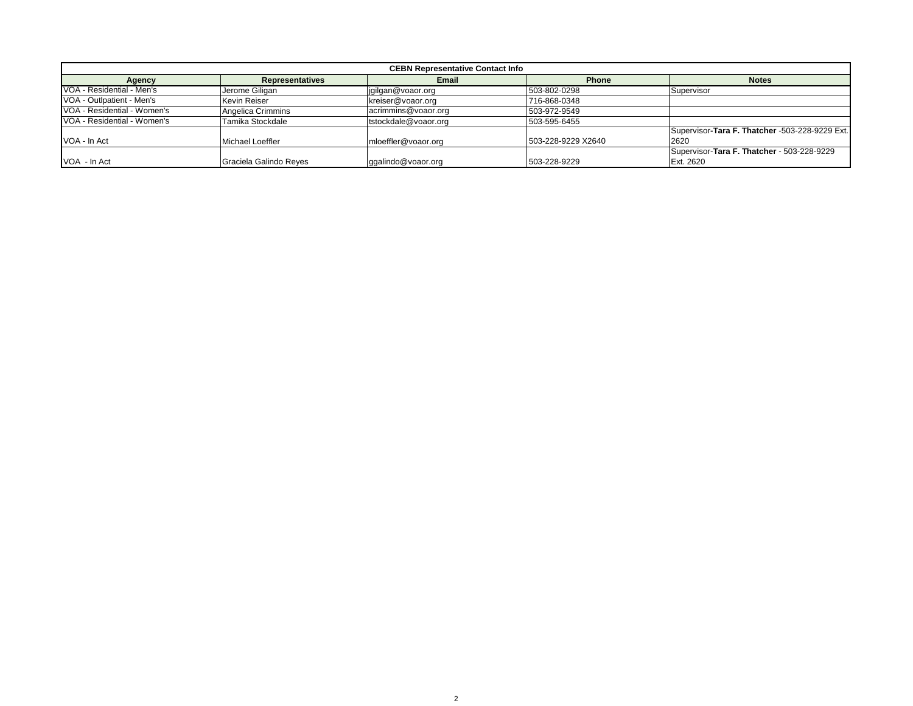| CEBN Representative Contact Info | | | | |
|---|---|---|---|---|
| **Agency** | **Representatives** | **Email** | **Phone** | **Notes** |
| VOA - Residential - Men's | Jerome Giligan | jgilgan@voaor.org | 503-802-0298 | Supervisor |
| VOA - Outlpatient - Men's | Kevin Reiser | kreiser@voaor.org | 716-868-0348 | |
| VOA - Residential - Women's | Angelica Crimmins | acrimmins@voaor.org | 503-972-9549 | |
| VOA - Residential - Women's | Tamika Stockdale | tstockdale@voaor.org | 503-595-6455 | |
| VOA - In Act | Michael Loeffler | mloeffler@voaor.org | 503-228-9229 X2640 | Supervisor-**Tara F. Thatcher** -503-228-9229 Ext. 2620 |
| VOA - In Act | Graciela Galindo Reyes | ggalindo@voaor.org | 503-228-9229 | Supervisor-**Tara F. Thatcher** - 503-228-9229 Ext. 2620 |